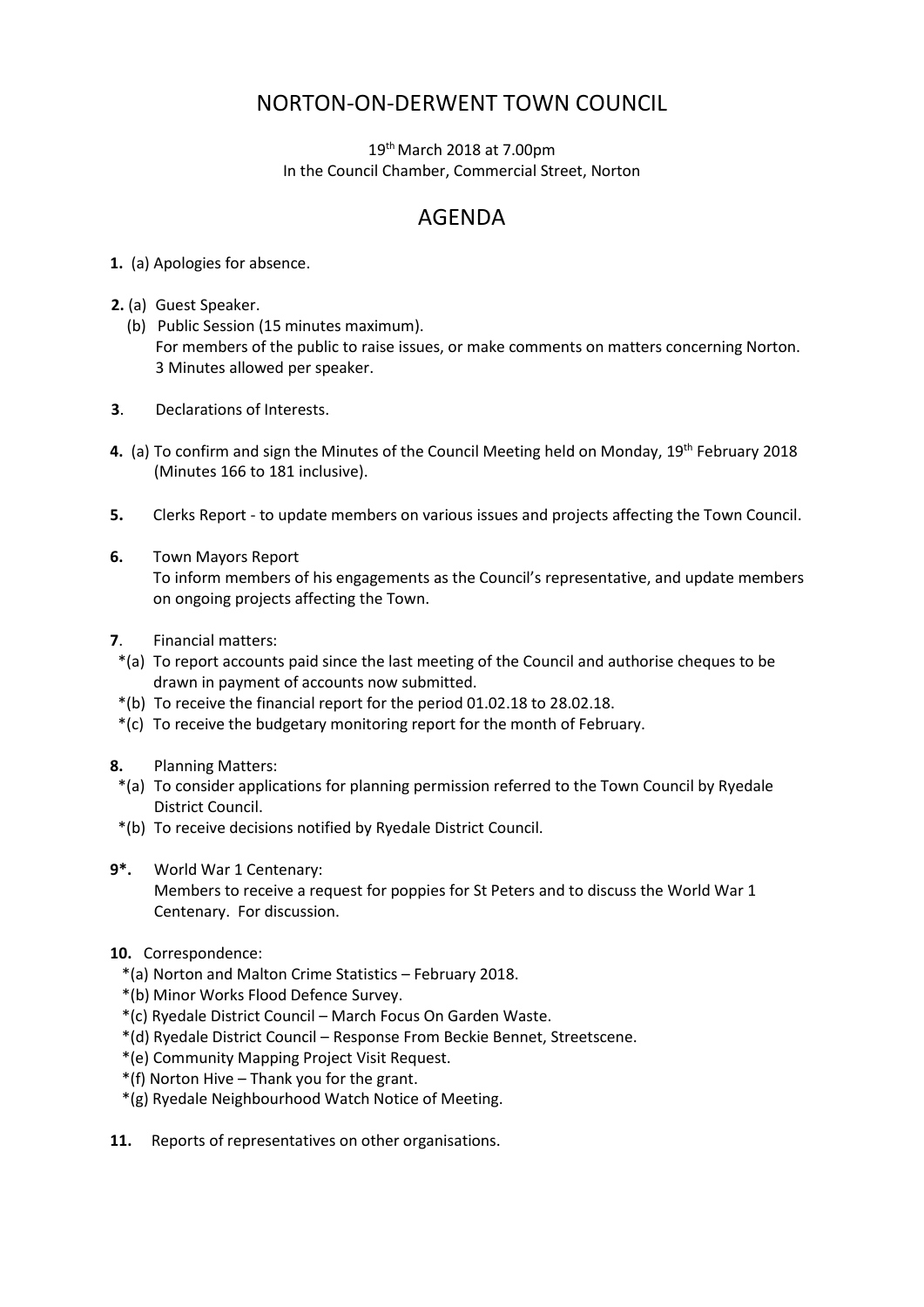# NORTON-ON-DERWENT TOWN COUNCIL

19th March 2018 at 7.00pm
In the Council Chamber, Commercial Street, Norton

## AGENDA

**1.** (a) Apologies for absence.

**2.** (a) Guest Speaker.
(b) Public Session (15 minutes maximum).
For members of the public to raise issues, or make comments on matters concerning Norton. 3 Minutes allowed per speaker.

**3**. Declarations of Interests.

**4.** (a) To confirm and sign the Minutes of the Council Meeting held on Monday, 19th February 2018 (Minutes 166 to 181 inclusive).

**5.** Clerks Report - to update members on various issues and projects affecting the Town Council.

**6.** Town Mayors Report
To inform members of his engagements as the Council's representative, and update members on ongoing projects affecting the Town.

**7**. Financial matters:
*(a) To report accounts paid since the last meeting of the Council and authorise cheques to be drawn in payment of accounts now submitted.
*(b) To receive the financial report for the period 01.02.18 to 28.02.18.
*(c) To receive the budgetary monitoring report for the month of February.

**8.** Planning Matters:
*(a) To consider applications for planning permission referred to the Town Council by Ryedale District Council.
*(b) To receive decisions notified by Ryedale District Council.

**9*.** World War 1 Centenary:
Members to receive a request for poppies for St Peters and to discuss the World War 1 Centenary. For discussion.

**10.** Correspondence:
*(a) Norton and Malton Crime Statistics – February 2018.
*(b) Minor Works Flood Defence Survey.
*(c) Ryedale District Council – March Focus On Garden Waste.
*(d) Ryedale District Council – Response From Beckie Bennet, Streetscene.
*(e) Community Mapping Project Visit Request.
*(f) Norton Hive – Thank you for the grant.
*(g) Ryedale Neighbourhood Watch Notice of Meeting.

**11.** Reports of representatives on other organisations.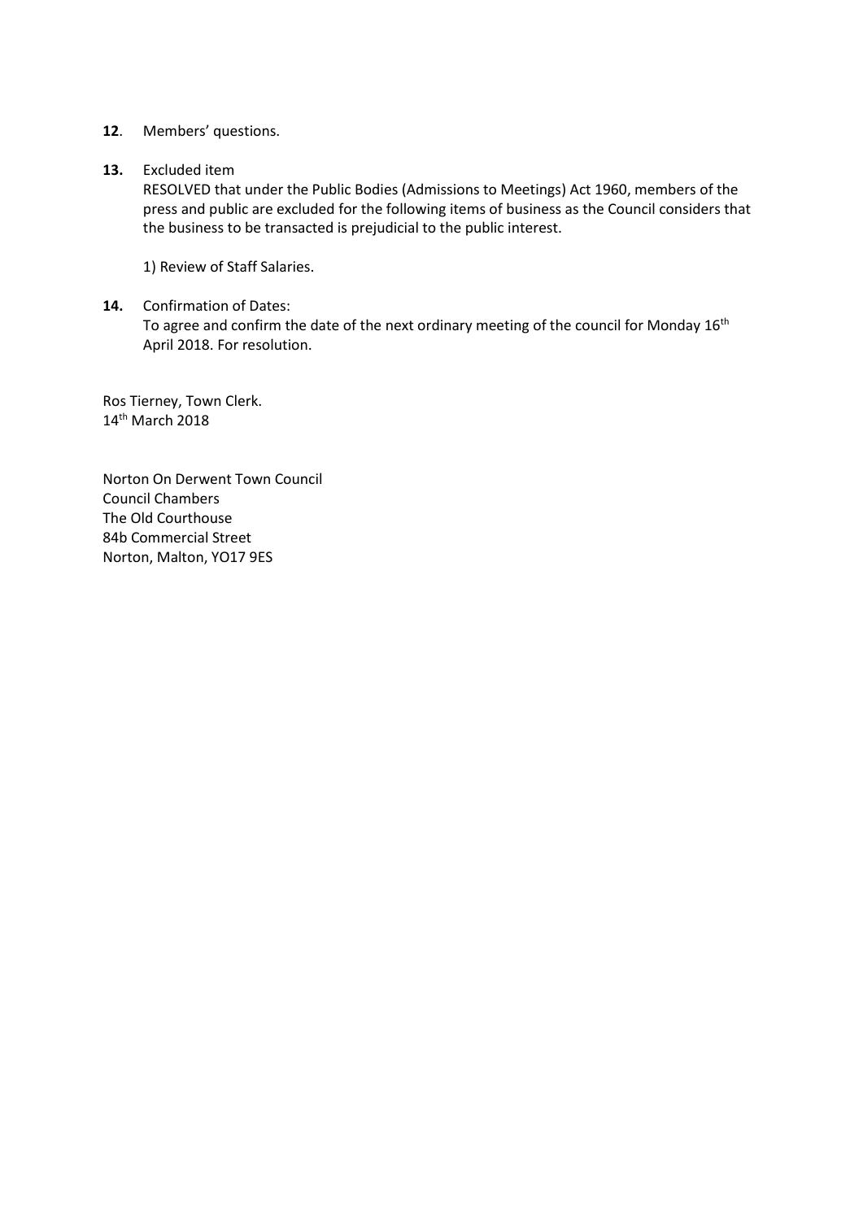**12**. Members' questions.

**13.** Excluded item

RESOLVED that under the Public Bodies (Admissions to Meetings) Act 1960, members of the press and public are excluded for the following items of business as the Council considers that the business to be transacted is prejudicial to the public interest.

1) Review of Staff Salaries.

**14.** Confirmation of Dates:

To agree and confirm the date of the next ordinary meeting of the council for Monday 16th April 2018. For resolution.

Ros Tierney, Town Clerk.
14th March 2018

Norton On Derwent Town Council
Council Chambers
The Old Courthouse
84b Commercial Street
Norton, Malton, YO17 9ES